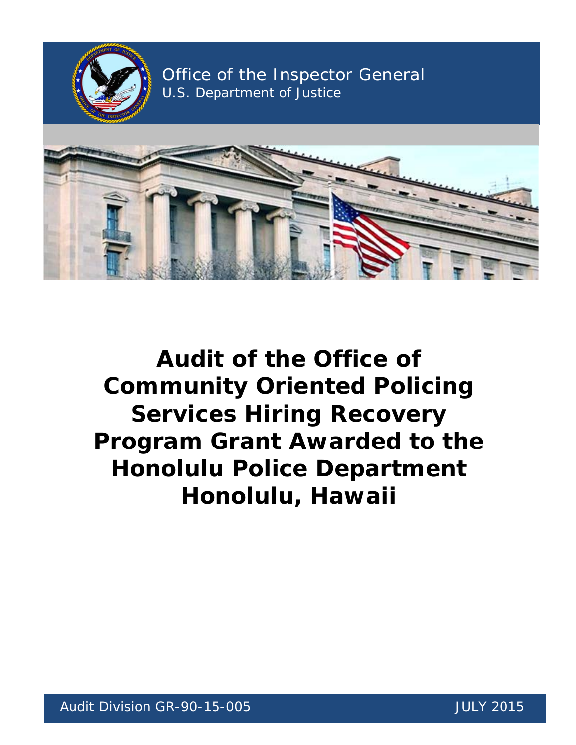Office of the Inspector General
U.S. Department of Justice

# Audit of the Office of Community Oriented Policing Services Hiring Recovery Program Grant Awarded to the Honolulu Police Department Honolulu, Hawaii

Audit Division GR-90-15-005

JULY 2015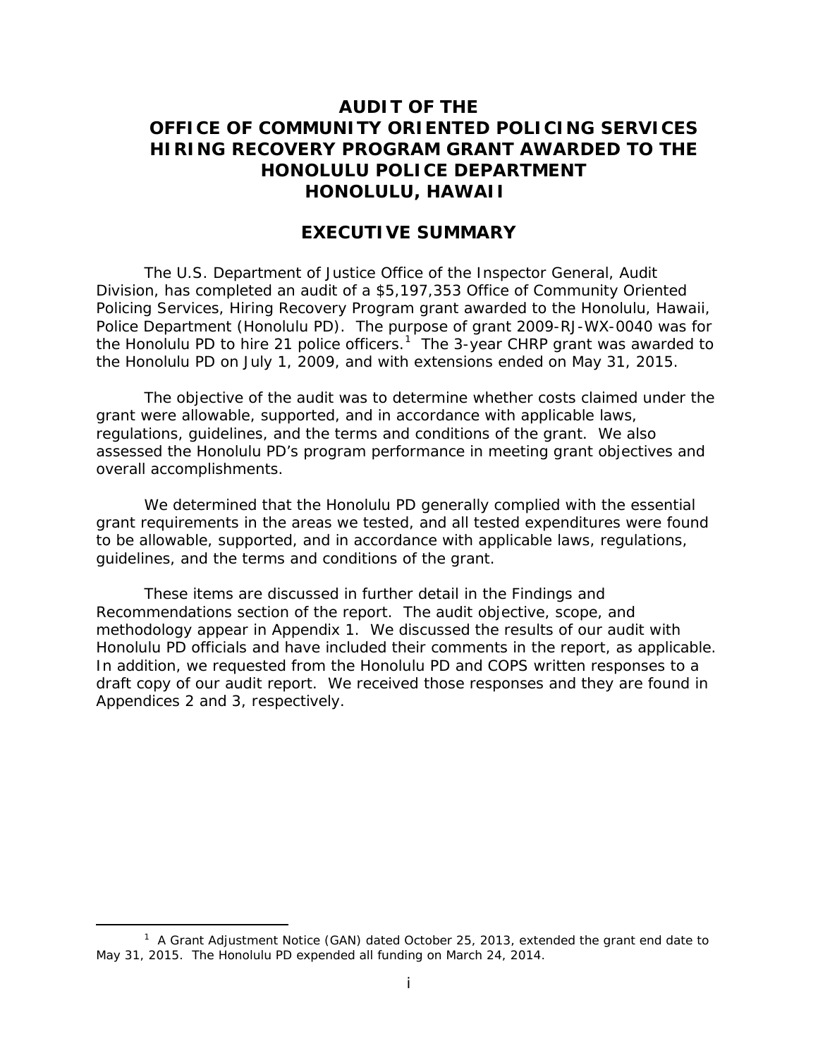# AUDIT OF THE OFFICE OF COMMUNITY ORIENTED POLICING SERVICES HIRING RECOVERY PROGRAM GRANT AWARDED TO THE HONOLULU POLICE DEPARTMENT HONOLULU, HAWAII

## EXECUTIVE SUMMARY

The U.S. Department of Justice Office of the Inspector General, Audit Division, has completed an audit of a $5,197,353 Office of Community Oriented Policing Services, Hiring Recovery Program grant awarded to the Honolulu, Hawaii, Police Department (Honolulu PD). The purpose of grant 2009-RJ-WX-0040 was for the Honolulu PD to hire 21 police officers.[1] The 3-year CHRP grant was awarded to the Honolulu PD on July 1, 2009, and with extensions ended on May 31, 2015.

The objective of the audit was to determine whether costs claimed under the grant were allowable, supported, and in accordance with applicable laws, regulations, guidelines, and the terms and conditions of the grant. We also assessed the Honolulu PD's program performance in meeting grant objectives and overall accomplishments.

We determined that the Honolulu PD generally complied with the essential grant requirements in the areas we tested, and all tested expenditures were found to be allowable, supported, and in accordance with applicable laws, regulations, guidelines, and the terms and conditions of the grant.

These items are discussed in further detail in the Findings and Recommendations section of the report. The audit objective, scope, and methodology appear in Appendix 1. We discussed the results of our audit with Honolulu PD officials and have included their comments in the report, as applicable. In addition, we requested from the Honolulu PD and COPS written responses to a draft copy of our audit report. We received those responses and they are found in Appendices 2 and 3, respectively.

[1] A Grant Adjustment Notice (GAN) dated October 25, 2013, extended the grant end date to May 31, 2015. The Honolulu PD expended all funding on March 24, 2014.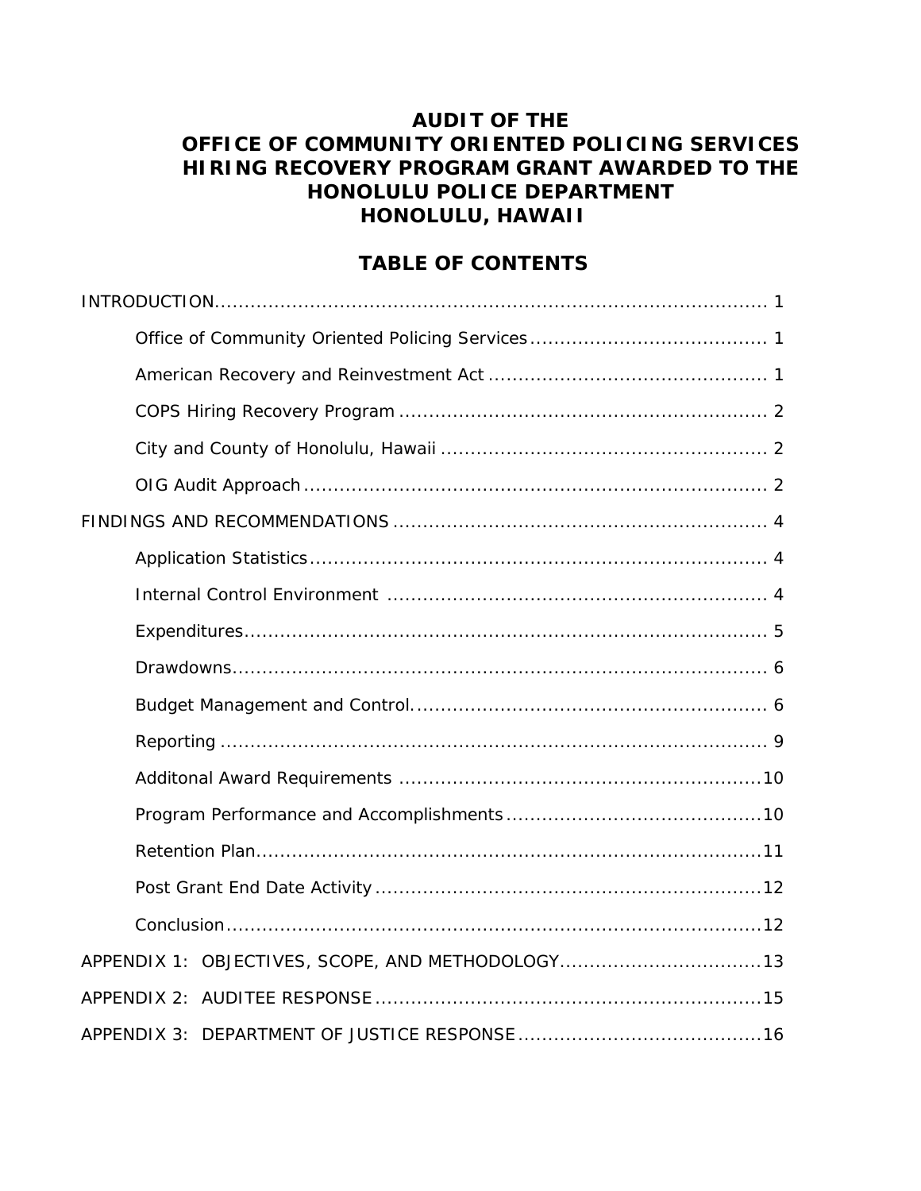# AUDIT OF THE OFFICE OF COMMUNITY ORIENTED POLICING SERVICES HIRING RECOVERY PROGRAM GRANT AWARDED TO THE HONOLULU POLICE DEPARTMENT HONOLULU, HAWAII

## TABLE OF CONTENTS

INTRODUCTION ..................................................... 1

- Office of Community Oriented Policing Services ..................................................... 1
- American Recovery and Reinvestment Act ..................................................... 1
- COPS Hiring Recovery Program ..................................................... 2
- City and County of Honolulu, Hawaii ..................................................... 2
- OIG Audit Approach ..................................................... 2

FINDINGS AND RECOMMENDATIONS ..................................................... 4

- Application Statistics ..................................................... 4
- Internal Control Environment ..................................................... 4
- Expenditures ..................................................... 5
- Drawdowns ..................................................... 6
- Budget Management and Control ..................................................... 6
- Reporting ..................................................... 9
- Additonal Award Requirements ..................................................... 10
- Program Performance and Accomplishments ..................................................... 10
- Retention Plan ..................................................... 11
- Post Grant End Date Activity ..................................................... 12
- Conclusion ..................................................... 12

APPENDIX 1: OBJECTIVES, SCOPE, AND METHODOLOGY ..................................................... 13

APPENDIX 2: AUDITEE RESPONSE ..................................................... 15

APPENDIX 3: DEPARTMENT OF JUSTICE RESPONSE ..................................................... 16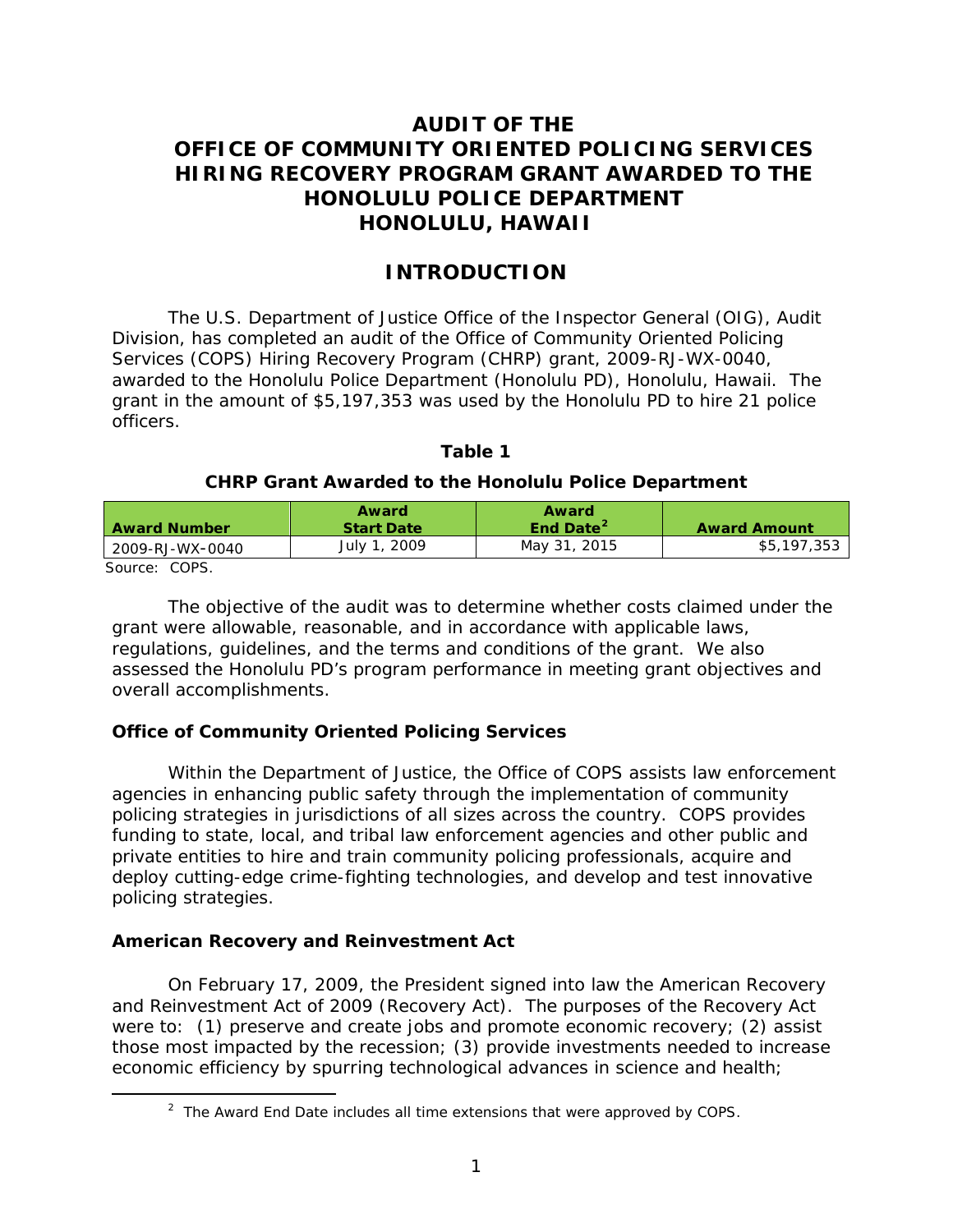# AUDIT OF THE OFFICE OF COMMUNITY ORIENTED POLICING SERVICES HIRING RECOVERY PROGRAM GRANT AWARDED TO THE HONOLULU POLICE DEPARTMENT HONOLULU, HAWAII

## INTRODUCTION

The U.S. Department of Justice Office of the Inspector General (OIG), Audit Division, has completed an audit of the Office of Community Oriented Policing Services (COPS) Hiring Recovery Program (CHRP) grant, 2009-RJ-WX-0040, awarded to the Honolulu Police Department (Honolulu PD), Honolulu, Hawaii. The grant in the amount of $5,197,353 was used by the Honolulu PD to hire 21 police officers.

**Table 1**

**CHRP Grant Awarded to the Honolulu Police Department**

| Award Number | Award Start Date | Award End Date[2] | Award Amount |
| --- | --- | --- | --- |
| 2009-RJ-WX-0040 | July 1, 2009 | May 31, 2015 | $5,197,353 |

Source: COPS.

The objective of the audit was to determine whether costs claimed under the grant were allowable, reasonable, and in accordance with applicable laws, regulations, guidelines, and the terms and conditions of the grant. We also assessed the Honolulu PD's program performance in meeting grant objectives and overall accomplishments.

### Office of Community Oriented Policing Services

Within the Department of Justice, the Office of COPS assists law enforcement agencies in enhancing public safety through the implementation of community policing strategies in jurisdictions of all sizes across the country. COPS provides funding to state, local, and tribal law enforcement agencies and other public and private entities to hire and train community policing professionals, acquire and deploy cutting-edge crime-fighting technologies, and develop and test innovative policing strategies.

### American Recovery and Reinvestment Act

On February 17, 2009, the President signed into law the American Recovery and Reinvestment Act of 2009 (Recovery Act). The purposes of the Recovery Act were to: (1) preserve and create jobs and promote economic recovery; (2) assist those most impacted by the recession; (3) provide investments needed to increase economic efficiency by spurring technological advances in science and health;

[2] The Award End Date includes all time extensions that were approved by COPS.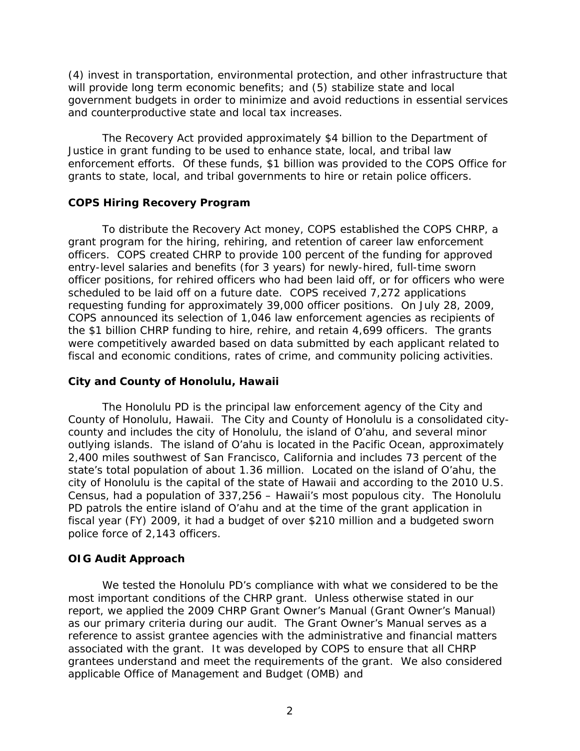(4) invest in transportation, environmental protection, and other infrastructure that will provide long term economic benefits; and (5) stabilize state and local government budgets in order to minimize and avoid reductions in essential services and counterproductive state and local tax increases.

The Recovery Act provided approximately $4 billion to the Department of Justice in grant funding to be used to enhance state, local, and tribal law enforcement efforts. Of these funds, $1 billion was provided to the COPS Office for grants to state, local, and tribal governments to hire or retain police officers.

## COPS Hiring Recovery Program

To distribute the Recovery Act money, COPS established the COPS CHRP, a grant program for the hiring, rehiring, and retention of career law enforcement officers. COPS created CHRP to provide 100 percent of the funding for approved entry-level salaries and benefits (for 3 years) for newly-hired, full-time sworn officer positions, for rehired officers who had been laid off, or for officers who were scheduled to be laid off on a future date. COPS received 7,272 applications requesting funding for approximately 39,000 officer positions. On July 28, 2009, COPS announced its selection of 1,046 law enforcement agencies as recipients of the $1 billion CHRP funding to hire, rehire, and retain 4,699 officers. The grants were competitively awarded based on data submitted by each applicant related to fiscal and economic conditions, rates of crime, and community policing activities.

## City and County of Honolulu, Hawaii

The Honolulu PD is the principal law enforcement agency of the City and County of Honolulu, Hawaii. The City and County of Honolulu is a consolidated city-county and includes the city of Honolulu, the island of O'ahu, and several minor outlying islands. The island of O'ahu is located in the Pacific Ocean, approximately 2,400 miles southwest of San Francisco, California and includes 73 percent of the state's total population of about 1.36 million. Located on the island of O'ahu, the city of Honolulu is the capital of the state of Hawaii and according to the 2010 U.S. Census, had a population of 337,256 – Hawaii's most populous city. The Honolulu PD patrols the entire island of O'ahu and at the time of the grant application in fiscal year (FY) 2009, it had a budget of over $210 million and a budgeted sworn police force of 2,143 officers.

## OIG Audit Approach

We tested the Honolulu PD's compliance with what we considered to be the most important conditions of the CHRP grant. Unless otherwise stated in our report, we applied the 2009 CHRP Grant Owner's Manual (Grant Owner's Manual) as our primary criteria during our audit. The Grant Owner's Manual serves as a reference to assist grantee agencies with the administrative and financial matters associated with the grant. It was developed by COPS to ensure that all CHRP grantees understand and meet the requirements of the grant. We also considered applicable Office of Management and Budget (OMB) and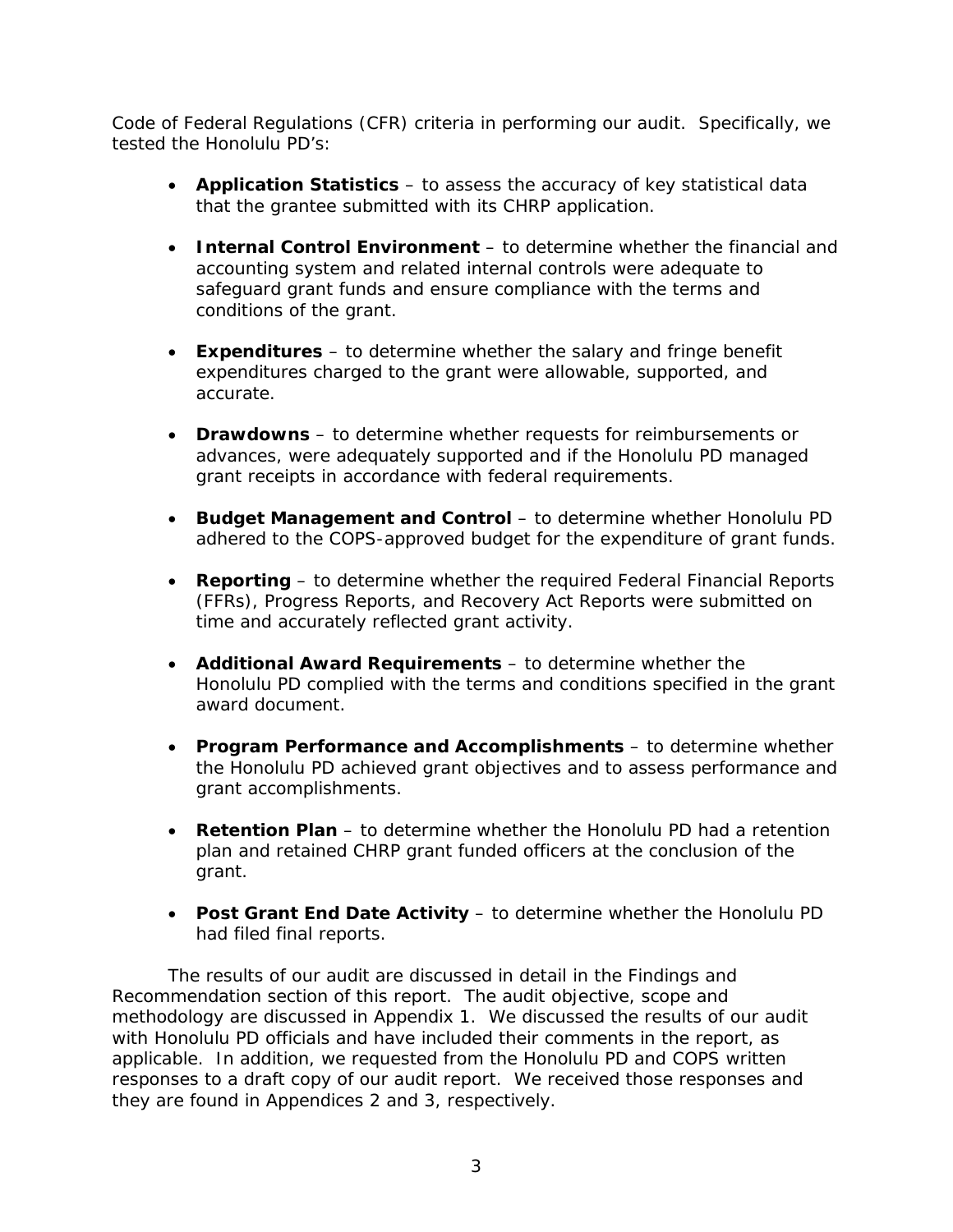Code of Federal Regulations (CFR) criteria in performing our audit. Specifically, we tested the Honolulu PD's:

- **Application Statistics** – to assess the accuracy of key statistical data that the grantee submitted with its CHRP application.
- **Internal Control Environment** – to determine whether the financial and accounting system and related internal controls were adequate to safeguard grant funds and ensure compliance with the terms and conditions of the grant.
- **Expenditures** – to determine whether the salary and fringe benefit expenditures charged to the grant were allowable, supported, and accurate.
- **Drawdowns** – to determine whether requests for reimbursements or advances, were adequately supported and if the Honolulu PD managed grant receipts in accordance with federal requirements.
- **Budget Management and Control** – to determine whether Honolulu PD adhered to the COPS-approved budget for the expenditure of grant funds.
- **Reporting** – to determine whether the required Federal Financial Reports (FFRs), Progress Reports, and Recovery Act Reports were submitted on time and accurately reflected grant activity.
- **Additional Award Requirements** – to determine whether the Honolulu PD complied with the terms and conditions specified in the grant award document.
- **Program Performance and Accomplishments** – to determine whether the Honolulu PD achieved grant objectives and to assess performance and grant accomplishments.
- **Retention Plan** – to determine whether the Honolulu PD had a retention plan and retained CHRP grant funded officers at the conclusion of the grant.
- **Post Grant End Date Activity** – to determine whether the Honolulu PD had filed final reports.

The results of our audit are discussed in detail in the Findings and Recommendation section of this report. The audit objective, scope and methodology are discussed in Appendix 1. We discussed the results of our audit with Honolulu PD officials and have included their comments in the report, as applicable. In addition, we requested from the Honolulu PD and COPS written responses to a draft copy of our audit report. We received those responses and they are found in Appendices 2 and 3, respectively.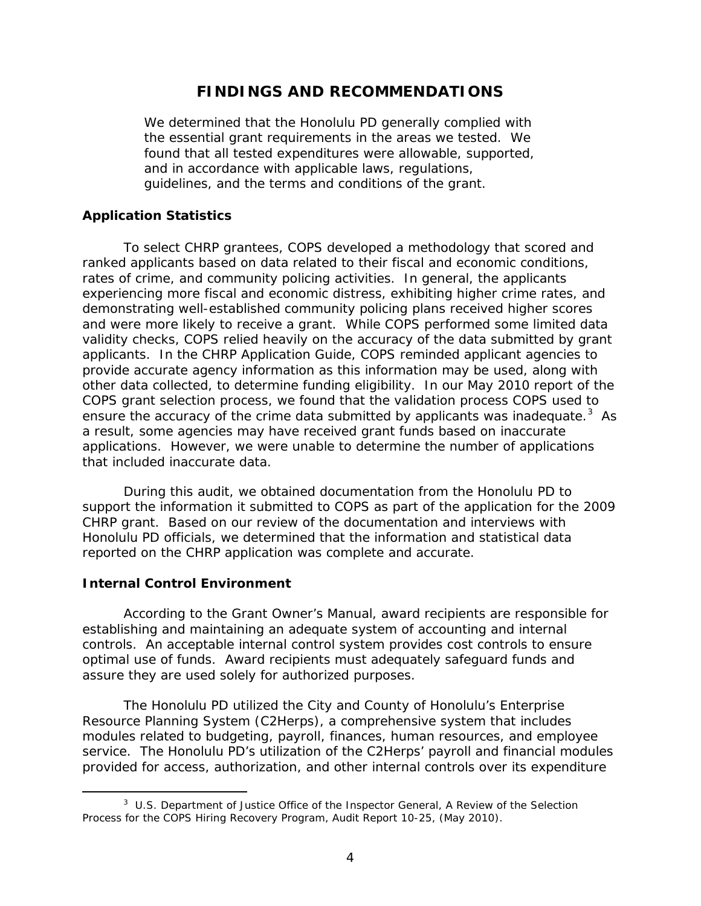# FINDINGS AND RECOMMENDATIONS

We determined that the Honolulu PD generally complied with the essential grant requirements in the areas we tested. We found that all tested expenditures were allowable, supported, and in accordance with applicable laws, regulations, guidelines, and the terms and conditions of the grant.

## Application Statistics

To select CHRP grantees, COPS developed a methodology that scored and ranked applicants based on data related to their fiscal and economic conditions, rates of crime, and community policing activities. In general, the applicants experiencing more fiscal and economic distress, exhibiting higher crime rates, and demonstrating well-established community policing plans received higher scores and were more likely to receive a grant. While COPS performed some limited data validity checks, COPS relied heavily on the accuracy of the data submitted by grant applicants. In the CHRP Application Guide, COPS reminded applicant agencies to provide accurate agency information as this information may be used, along with other data collected, to determine funding eligibility. In our May 2010 report of the COPS grant selection process, we found that the validation process COPS used to ensure the accuracy of the crime data submitted by applicants was inadequate.[3] As a result, some agencies may have received grant funds based on inaccurate applications. However, we were unable to determine the number of applications that included inaccurate data.

During this audit, we obtained documentation from the Honolulu PD to support the information it submitted to COPS as part of the application for the 2009 CHRP grant. Based on our review of the documentation and interviews with Honolulu PD officials, we determined that the information and statistical data reported on the CHRP application was complete and accurate.

## Internal Control Environment

According to the Grant Owner's Manual, award recipients are responsible for establishing and maintaining an adequate system of accounting and internal controls. An acceptable internal control system provides cost controls to ensure optimal use of funds. Award recipients must adequately safeguard funds and assure they are used solely for authorized purposes.

The Honolulu PD utilized the City and County of Honolulu's Enterprise Resource Planning System (C2Herps), a comprehensive system that includes modules related to budgeting, payroll, finances, human resources, and employee service. The Honolulu PD's utilization of the C2Herps' payroll and financial modules provided for access, authorization, and other internal controls over its expenditure

[3] U.S. Department of Justice Office of the Inspector General, A Review of the Selection Process for the COPS Hiring Recovery Program, Audit Report 10-25, (May 2010).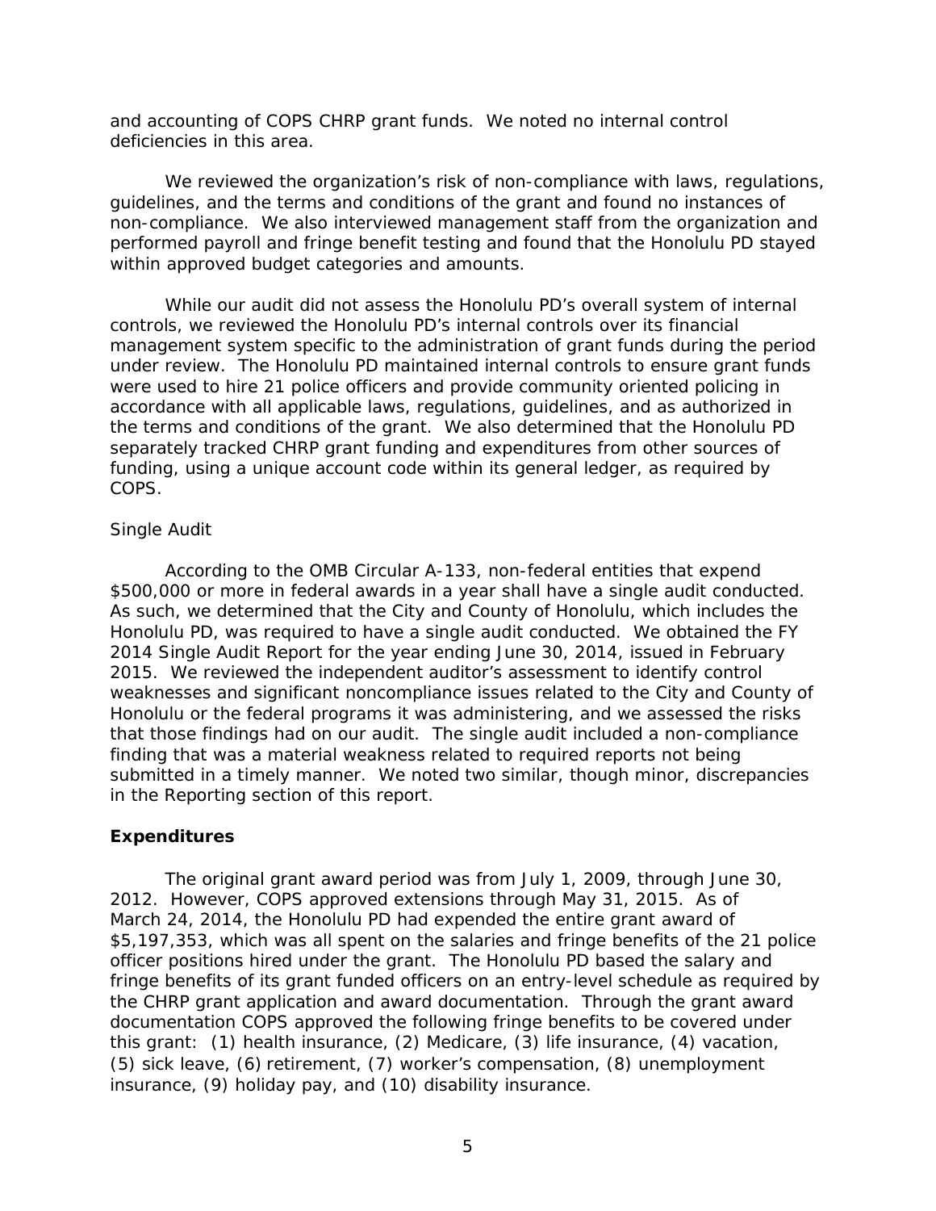and accounting of COPS CHRP grant funds. We noted no internal control deficiencies in this area.

We reviewed the organization's risk of non-compliance with laws, regulations, guidelines, and the terms and conditions of the grant and found no instances of non-compliance. We also interviewed management staff from the organization and performed payroll and fringe benefit testing and found that the Honolulu PD stayed within approved budget categories and amounts.

While our audit did not assess the Honolulu PD's overall system of internal controls, we reviewed the Honolulu PD's internal controls over its financial management system specific to the administration of grant funds during the period under review. The Honolulu PD maintained internal controls to ensure grant funds were used to hire 21 police officers and provide community oriented policing in accordance with all applicable laws, regulations, guidelines, and as authorized in the terms and conditions of the grant. We also determined that the Honolulu PD separately tracked CHRP grant funding and expenditures from other sources of funding, using a unique account code within its general ledger, as required by COPS.

*Single Audit*

According to the OMB Circular A-133, non-federal entities that expend $500,000 or more in federal awards in a year shall have a single audit conducted. As such, we determined that the City and County of Honolulu, which includes the Honolulu PD, was required to have a single audit conducted. We obtained the FY 2014 Single Audit Report for the year ending June 30, 2014, issued in February 2015. We reviewed the independent auditor's assessment to identify control weaknesses and significant noncompliance issues related to the City and County of Honolulu or the federal programs it was administering, and we assessed the risks that those findings had on our audit. The single audit included a non-compliance finding that was a material weakness related to required reports not being submitted in a timely manner. We noted two similar, though minor, discrepancies in the Reporting section of this report.

**Expenditures**

The original grant award period was from July 1, 2009, through June 30, 2012. However, COPS approved extensions through May 31, 2015. As of March 24, 2014, the Honolulu PD had expended the entire grant award of $5,197,353, which was all spent on the salaries and fringe benefits of the 21 police officer positions hired under the grant. The Honolulu PD based the salary and fringe benefits of its grant funded officers on an entry-level schedule as required by the CHRP grant application and award documentation. Through the grant award documentation COPS approved the following fringe benefits to be covered under this grant: (1) health insurance, (2) Medicare, (3) life insurance, (4) vacation, (5) sick leave, (6) retirement, (7) worker's compensation, (8) unemployment insurance, (9) holiday pay, and (10) disability insurance.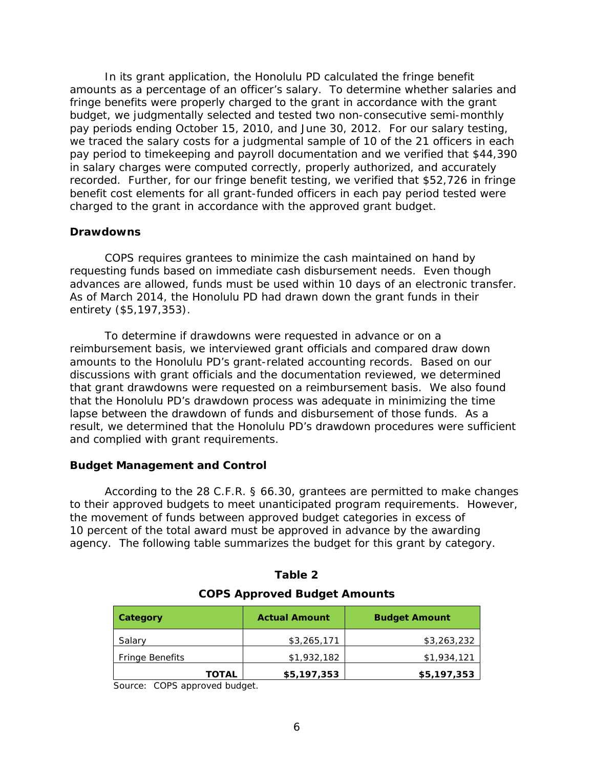In its grant application, the Honolulu PD calculated the fringe benefit amounts as a percentage of an officer's salary. To determine whether salaries and fringe benefits were properly charged to the grant in accordance with the grant budget, we judgmentally selected and tested two non-consecutive semi-monthly pay periods ending October 15, 2010, and June 30, 2012. For our salary testing, we traced the salary costs for a judgmental sample of 10 of the 21 officers in each pay period to timekeeping and payroll documentation and we verified that $44,390 in salary charges were computed correctly, properly authorized, and accurately recorded. Further, for our fringe benefit testing, we verified that $52,726 in fringe benefit cost elements for all grant-funded officers in each pay period tested were charged to the grant in accordance with the approved grant budget.

### Drawdowns

COPS requires grantees to minimize the cash maintained on hand by requesting funds based on immediate cash disbursement needs. Even though advances are allowed, funds must be used within 10 days of an electronic transfer. As of March 2014, the Honolulu PD had drawn down the grant funds in their entirety ($5,197,353).

To determine if drawdowns were requested in advance or on a reimbursement basis, we interviewed grant officials and compared draw down amounts to the Honolulu PD's grant-related accounting records. Based on our discussions with grant officials and the documentation reviewed, we determined that grant drawdowns were requested on a reimbursement basis. We also found that the Honolulu PD's drawdown process was adequate in minimizing the time lapse between the drawdown of funds and disbursement of those funds. As a result, we determined that the Honolulu PD's drawdown procedures were sufficient and complied with grant requirements.

### Budget Management and Control

According to the 28 C.F.R. § 66.30, grantees are permitted to make changes to their approved budgets to meet unanticipated program requirements. However, the movement of funds between approved budget categories in excess of 10 percent of the total award must be approved in advance by the awarding agency. The following table summarizes the budget for this grant by category.

**Table 2**

**COPS Approved Budget Amounts**

| Category | Actual Amount | Budget Amount |
|---|---|---|
| Salary | $3,265,171 | $3,263,232 |
| Fringe Benefits | $1,932,182 | $1,934,121 |
| **TOTAL** | **$5,197,353** | **$5,197,353** |

Source: COPS approved budget.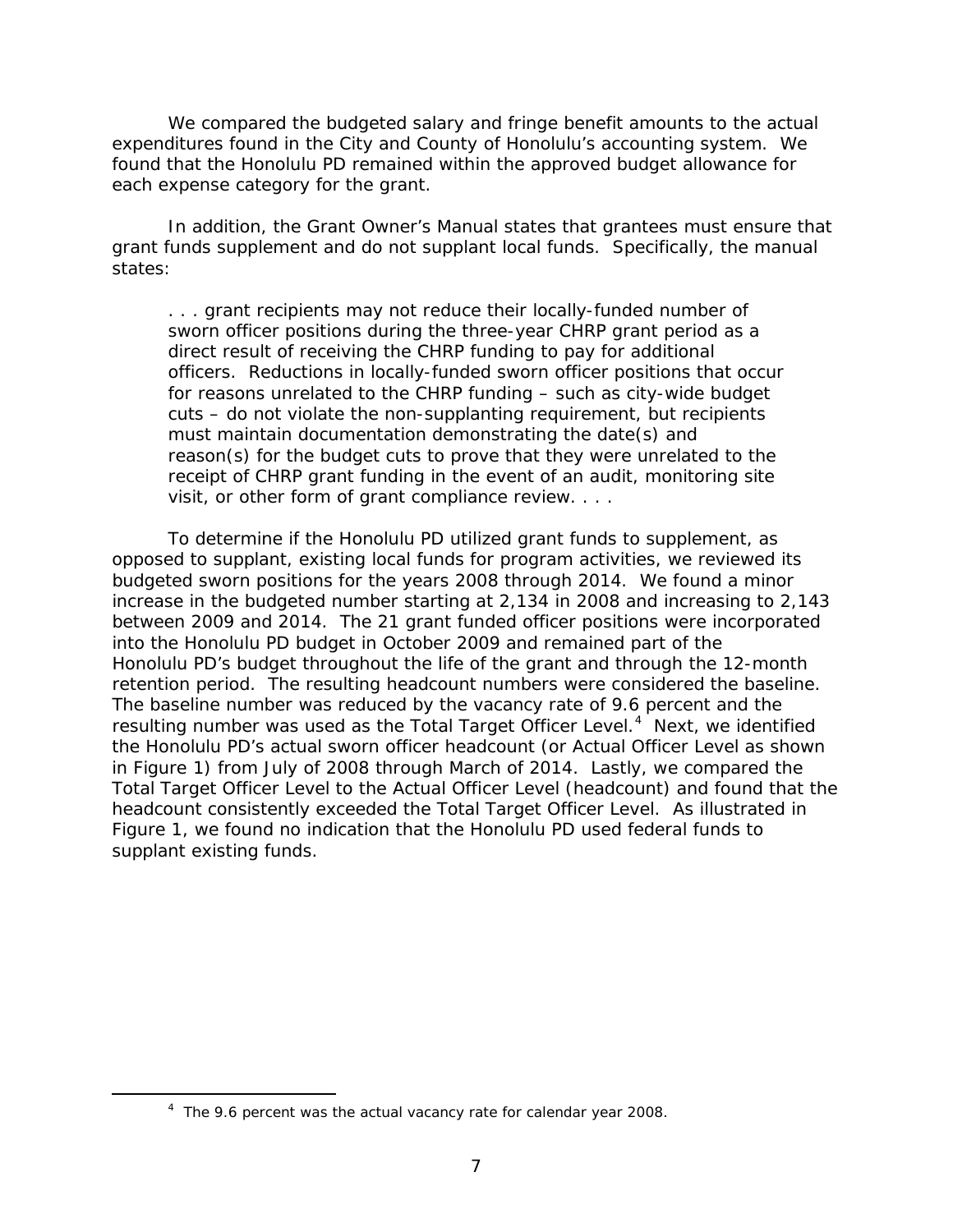We compared the budgeted salary and fringe benefit amounts to the actual expenditures found in the City and County of Honolulu's accounting system. We found that the Honolulu PD remained within the approved budget allowance for each expense category for the grant.

In addition, the Grant Owner's Manual states that grantees must ensure that grant funds supplement and do not supplant local funds. Specifically, the manual states:

> . . . grant recipients may not reduce their locally-funded number of sworn officer positions during the three-year CHRP grant period as a direct result of receiving the CHRP funding to pay for additional officers. Reductions in locally-funded sworn officer positions that occur for reasons unrelated to the CHRP funding – such as city-wide budget cuts – do not violate the non-supplanting requirement, but recipients must maintain documentation demonstrating the date(s) and reason(s) for the budget cuts to prove that they were unrelated to the receipt of CHRP grant funding in the event of an audit, monitoring site visit, or other form of grant compliance review. . . .

To determine if the Honolulu PD utilized grant funds to supplement, as opposed to supplant, existing local funds for program activities, we reviewed its budgeted sworn positions for the years 2008 through 2014. We found a minor increase in the budgeted number starting at 2,134 in 2008 and increasing to 2,143 between 2009 and 2014. The 21 grant funded officer positions were incorporated into the Honolulu PD budget in October 2009 and remained part of the Honolulu PD's budget throughout the life of the grant and through the 12-month retention period. The resulting headcount numbers were considered the baseline. The baseline number was reduced by the vacancy rate of 9.6 percent and the resulting number was used as the Total Target Officer Level.[4] Next, we identified the Honolulu PD's actual sworn officer headcount (or Actual Officer Level as shown in Figure 1) from July of 2008 through March of 2014. Lastly, we compared the Total Target Officer Level to the Actual Officer Level (headcount) and found that the headcount consistently exceeded the Total Target Officer Level. As illustrated in Figure 1, we found no indication that the Honolulu PD used federal funds to supplant existing funds.

[4] The 9.6 percent was the actual vacancy rate for calendar year 2008.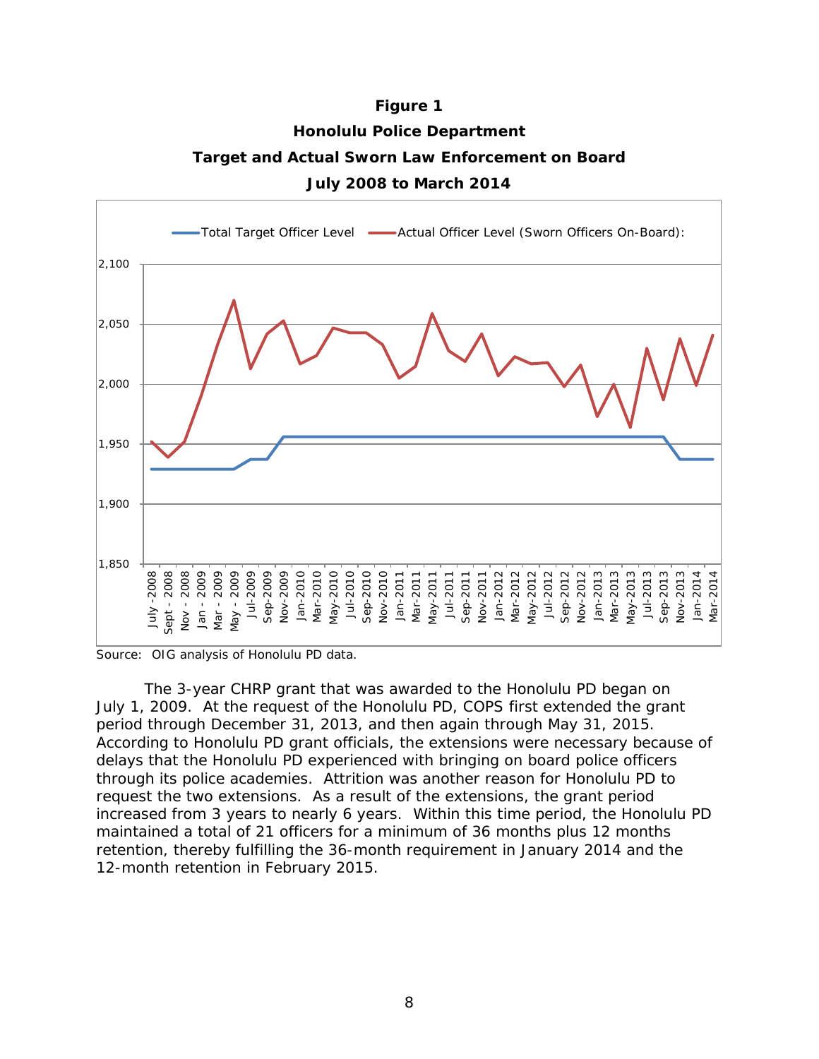**Figure 1**

**Honolulu Police Department**

**Target and Actual Sworn Law Enforcement on Board**

**July 2008 to March 2014**

Source: OIG analysis of Honolulu PD data.

The 3-year CHRP grant that was awarded to the Honolulu PD began on July 1, 2009. At the request of the Honolulu PD, COPS first extended the grant period through December 31, 2013, and then again through May 31, 2015. According to Honolulu PD grant officials, the extensions were necessary because of delays that the Honolulu PD experienced with bringing on board police officers through its police academies. Attrition was another reason for Honolulu PD to request the two extensions. As a result of the extensions, the grant period increased from 3 years to nearly 6 years. Within this time period, the Honolulu PD maintained a total of 21 officers for a minimum of 36 months plus 12 months retention, thereby fulfilling the 36-month requirement in January 2014 and the 12-month retention in February 2015.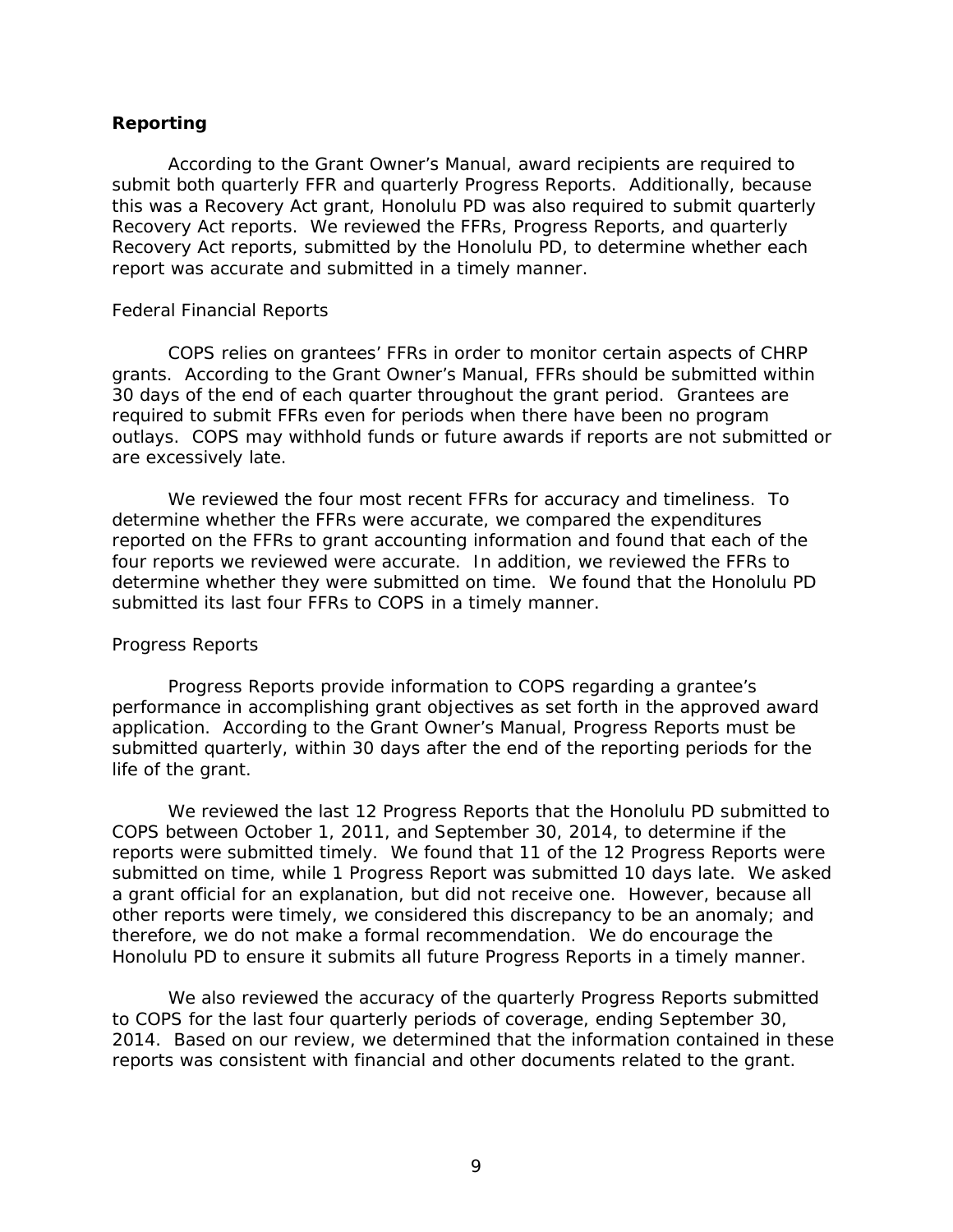### Reporting

According to the Grant Owner's Manual, award recipients are required to submit both quarterly FFR and quarterly Progress Reports. Additionally, because this was a Recovery Act grant, Honolulu PD was also required to submit quarterly Recovery Act reports. We reviewed the FFRs, Progress Reports, and quarterly Recovery Act reports, submitted by the Honolulu PD, to determine whether each report was accurate and submitted in a timely manner.

#### Federal Financial Reports

COPS relies on grantees' FFRs in order to monitor certain aspects of CHRP grants. According to the Grant Owner's Manual, FFRs should be submitted within 30 days of the end of each quarter throughout the grant period. Grantees are required to submit FFRs even for periods when there have been no program outlays. COPS may withhold funds or future awards if reports are not submitted or are excessively late.

We reviewed the four most recent FFRs for accuracy and timeliness. To determine whether the FFRs were accurate, we compared the expenditures reported on the FFRs to grant accounting information and found that each of the four reports we reviewed were accurate. In addition, we reviewed the FFRs to determine whether they were submitted on time. We found that the Honolulu PD submitted its last four FFRs to COPS in a timely manner.

#### Progress Reports

Progress Reports provide information to COPS regarding a grantee's performance in accomplishing grant objectives as set forth in the approved award application. According to the Grant Owner's Manual, Progress Reports must be submitted quarterly, within 30 days after the end of the reporting periods for the life of the grant.

We reviewed the last 12 Progress Reports that the Honolulu PD submitted to COPS between October 1, 2011, and September 30, 2014, to determine if the reports were submitted timely. We found that 11 of the 12 Progress Reports were submitted on time, while 1 Progress Report was submitted 10 days late. We asked a grant official for an explanation, but did not receive one. However, because all other reports were timely, we considered this discrepancy to be an anomaly; and therefore, we do not make a formal recommendation. We do encourage the Honolulu PD to ensure it submits all future Progress Reports in a timely manner.

We also reviewed the accuracy of the quarterly Progress Reports submitted to COPS for the last four quarterly periods of coverage, ending September 30, 2014. Based on our review, we determined that the information contained in these reports was consistent with financial and other documents related to the grant.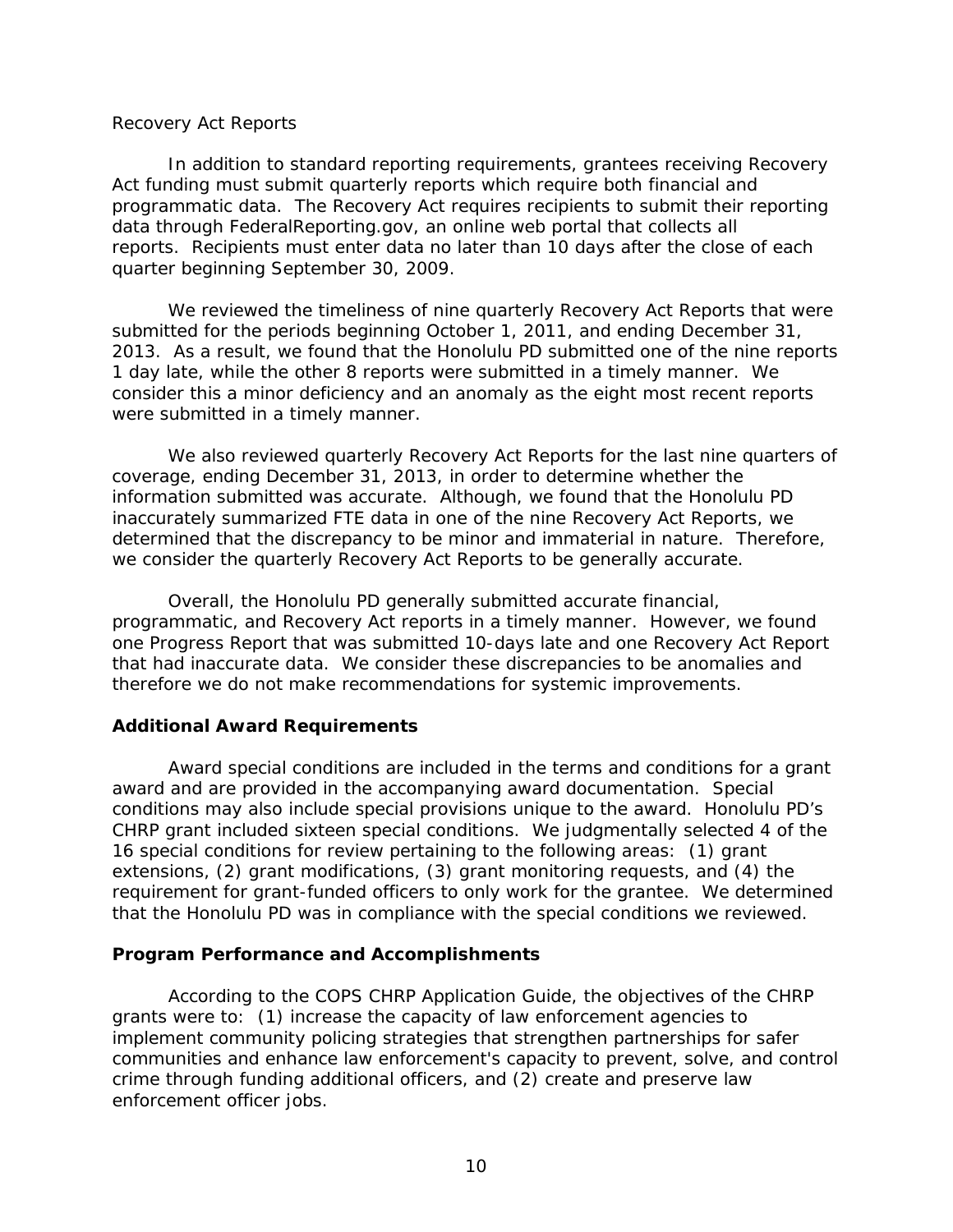*Recovery Act Reports*

In addition to standard reporting requirements, grantees receiving Recovery Act funding must submit quarterly reports which require both financial and programmatic data. The Recovery Act requires recipients to submit their reporting data through FederalReporting.gov, an online web portal that collects all reports. Recipients must enter data no later than 10 days after the close of each quarter beginning September 30, 2009.

We reviewed the timeliness of nine quarterly Recovery Act Reports that were submitted for the periods beginning October 1, 2011, and ending December 31, 2013. As a result, we found that the Honolulu PD submitted one of the nine reports 1 day late, while the other 8 reports were submitted in a timely manner. We consider this a minor deficiency and an anomaly as the eight most recent reports were submitted in a timely manner.

We also reviewed quarterly Recovery Act Reports for the last nine quarters of coverage, ending December 31, 2013, in order to determine whether the information submitted was accurate. Although, we found that the Honolulu PD inaccurately summarized FTE data in one of the nine Recovery Act Reports, we determined that the discrepancy to be minor and immaterial in nature. Therefore, we consider the quarterly Recovery Act Reports to be generally accurate.

Overall, the Honolulu PD generally submitted accurate financial, programmatic, and Recovery Act reports in a timely manner. However, we found one Progress Report that was submitted 10-days late and one Recovery Act Report that had inaccurate data. We consider these discrepancies to be anomalies and therefore we do not make recommendations for systemic improvements.

## Additional Award Requirements

Award special conditions are included in the terms and conditions for a grant award and are provided in the accompanying award documentation. Special conditions may also include special provisions unique to the award. Honolulu PD's CHRP grant included sixteen special conditions. We judgmentally selected 4 of the 16 special conditions for review pertaining to the following areas: (1) grant extensions, (2) grant modifications, (3) grant monitoring requests, and (4) the requirement for grant-funded officers to only work for the grantee. We determined that the Honolulu PD was in compliance with the special conditions we reviewed.

## Program Performance and Accomplishments

According to the COPS CHRP Application Guide, the objectives of the CHRP grants were to: (1) increase the capacity of law enforcement agencies to implement community policing strategies that strengthen partnerships for safer communities and enhance law enforcement's capacity to prevent, solve, and control crime through funding additional officers, and (2) create and preserve law enforcement officer jobs.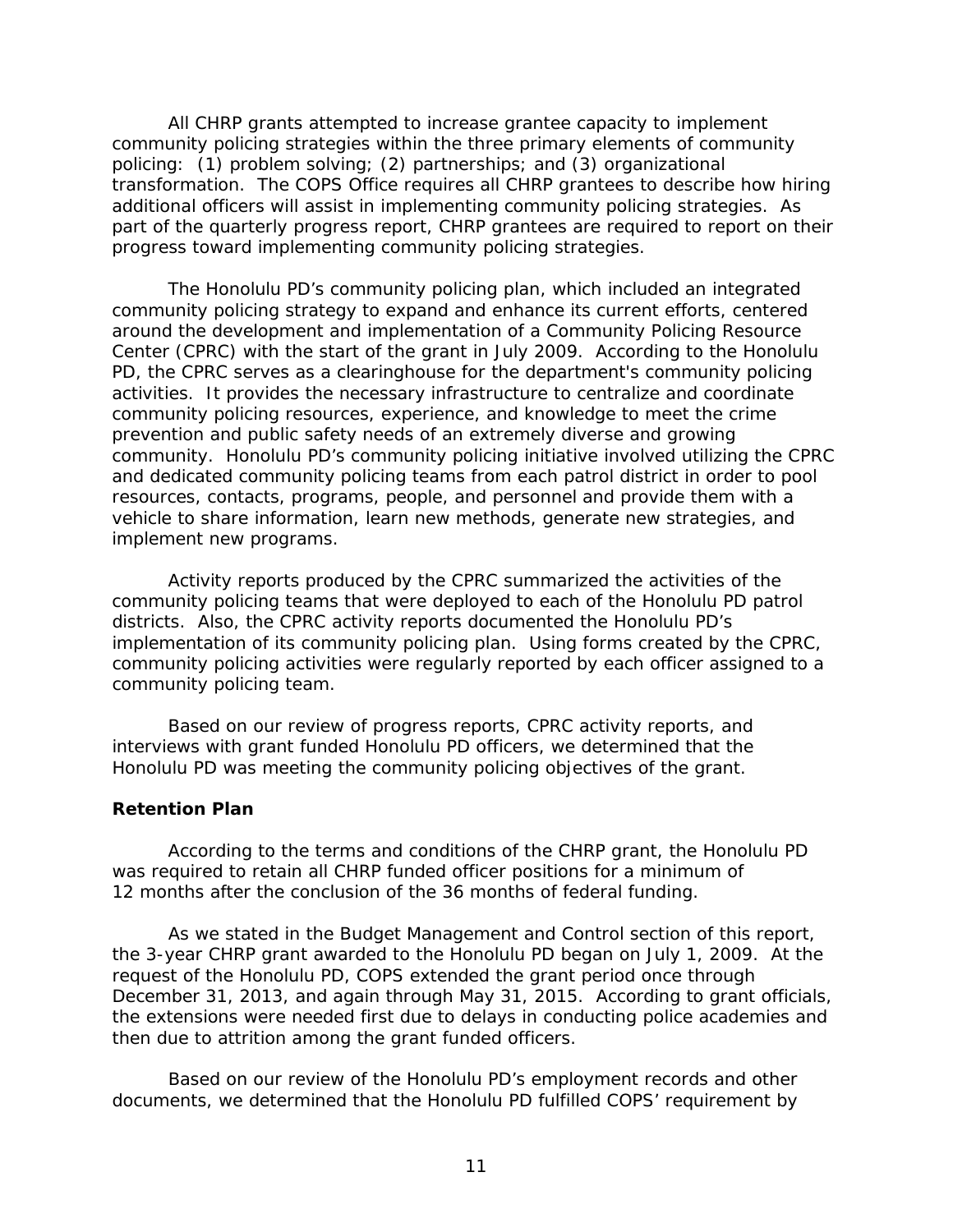All CHRP grants attempted to increase grantee capacity to implement community policing strategies within the three primary elements of community policing: (1) problem solving; (2) partnerships; and (3) organizational transformation. The COPS Office requires all CHRP grantees to describe how hiring additional officers will assist in implementing community policing strategies. As part of the quarterly progress report, CHRP grantees are required to report on their progress toward implementing community policing strategies.

The Honolulu PD's community policing plan, which included an integrated community policing strategy to expand and enhance its current efforts, centered around the development and implementation of a Community Policing Resource Center (CPRC) with the start of the grant in July 2009. According to the Honolulu PD, the CPRC serves as a clearinghouse for the department's community policing activities. It provides the necessary infrastructure to centralize and coordinate community policing resources, experience, and knowledge to meet the crime prevention and public safety needs of an extremely diverse and growing community. Honolulu PD's community policing initiative involved utilizing the CPRC and dedicated community policing teams from each patrol district in order to pool resources, contacts, programs, people, and personnel and provide them with a vehicle to share information, learn new methods, generate new strategies, and implement new programs.

Activity reports produced by the CPRC summarized the activities of the community policing teams that were deployed to each of the Honolulu PD patrol districts. Also, the CPRC activity reports documented the Honolulu PD's implementation of its community policing plan. Using forms created by the CPRC, community policing activities were regularly reported by each officer assigned to a community policing team.

Based on our review of progress reports, CPRC activity reports, and interviews with grant funded Honolulu PD officers, we determined that the Honolulu PD was meeting the community policing objectives of the grant.

**Retention Plan**

According to the terms and conditions of the CHRP grant, the Honolulu PD was required to retain all CHRP funded officer positions for a minimum of 12 months after the conclusion of the 36 months of federal funding.

As we stated in the Budget Management and Control section of this report, the 3-year CHRP grant awarded to the Honolulu PD began on July 1, 2009. At the request of the Honolulu PD, COPS extended the grant period once through December 31, 2013, and again through May 31, 2015. According to grant officials, the extensions were needed first due to delays in conducting police academies and then due to attrition among the grant funded officers.

Based on our review of the Honolulu PD's employment records and other documents, we determined that the Honolulu PD fulfilled COPS' requirement by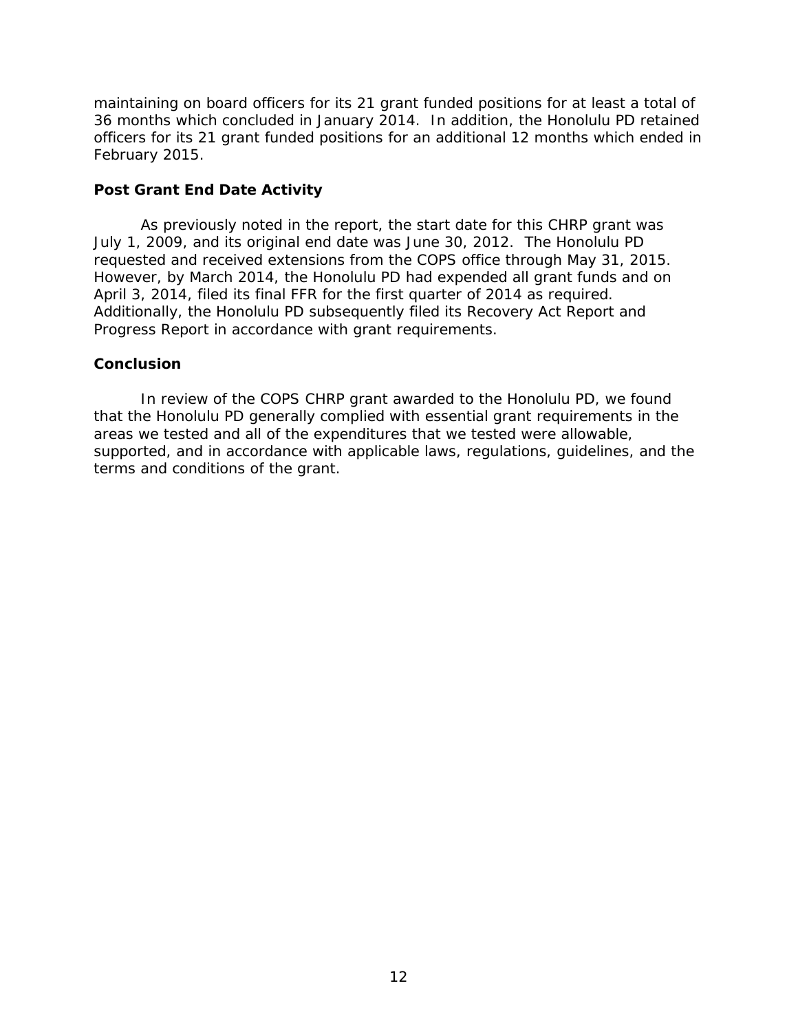maintaining on board officers for its 21 grant funded positions for at least a total of 36 months which concluded in January 2014. In addition, the Honolulu PD retained officers for its 21 grant funded positions for an additional 12 months which ended in February 2015.

### Post Grant End Date Activity

As previously noted in the report, the start date for this CHRP grant was July 1, 2009, and its original end date was June 30, 2012. The Honolulu PD requested and received extensions from the COPS office through May 31, 2015. However, by March 2014, the Honolulu PD had expended all grant funds and on April 3, 2014, filed its final FFR for the first quarter of 2014 as required. Additionally, the Honolulu PD subsequently filed its Recovery Act Report and Progress Report in accordance with grant requirements.

### Conclusion

In review of the COPS CHRP grant awarded to the Honolulu PD, we found that the Honolulu PD generally complied with essential grant requirements in the areas we tested and all of the expenditures that we tested were allowable, supported, and in accordance with applicable laws, regulations, guidelines, and the terms and conditions of the grant.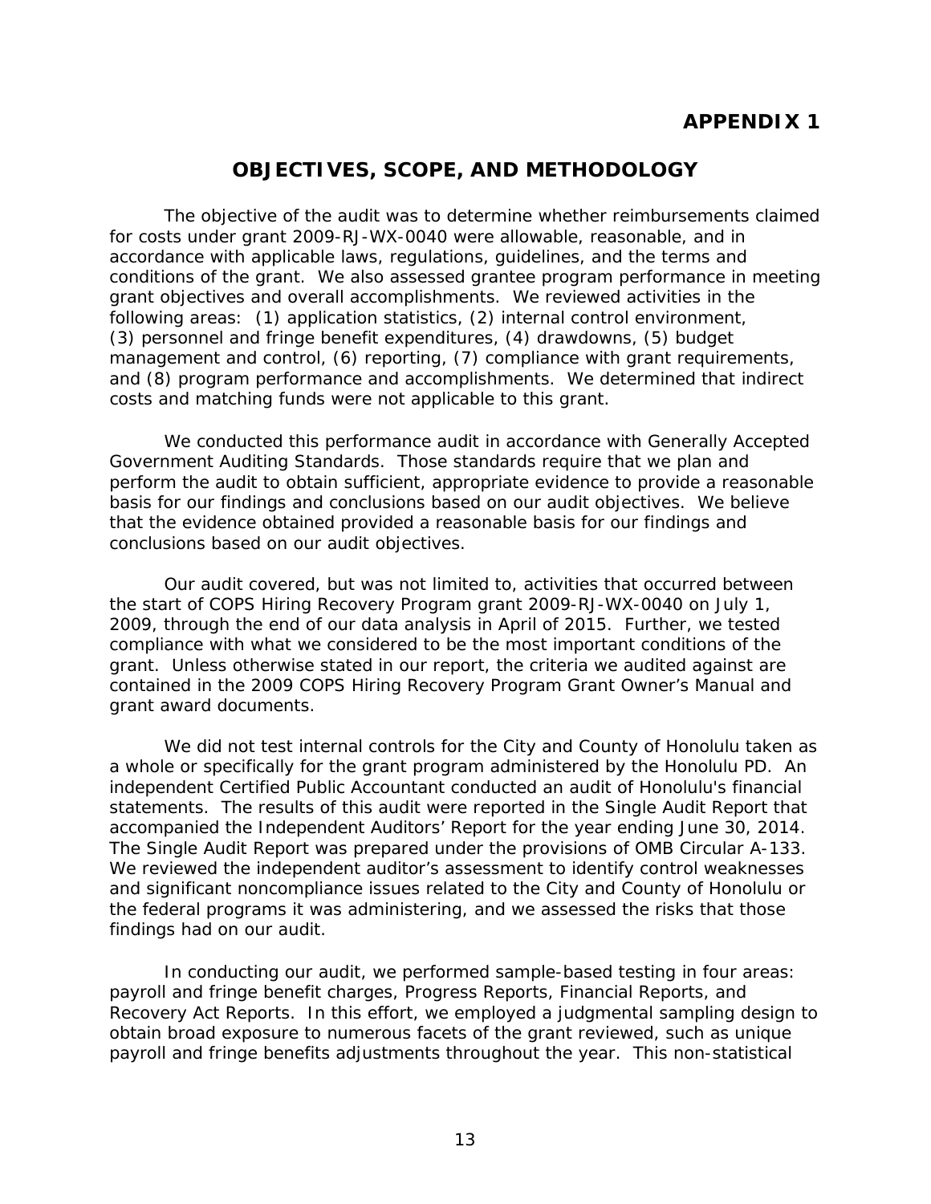## APPENDIX 1

# OBJECTIVES, SCOPE, AND METHODOLOGY

The objective of the audit was to determine whether reimbursements claimed for costs under grant 2009-RJ-WX-0040 were allowable, reasonable, and in accordance with applicable laws, regulations, guidelines, and the terms and conditions of the grant. We also assessed grantee program performance in meeting grant objectives and overall accomplishments. We reviewed activities in the following areas: (1) application statistics, (2) internal control environment, (3) personnel and fringe benefit expenditures, (4) drawdowns, (5) budget management and control, (6) reporting, (7) compliance with grant requirements, and (8) program performance and accomplishments. We determined that indirect costs and matching funds were not applicable to this grant.

We conducted this performance audit in accordance with Generally Accepted Government Auditing Standards. Those standards require that we plan and perform the audit to obtain sufficient, appropriate evidence to provide a reasonable basis for our findings and conclusions based on our audit objectives. We believe that the evidence obtained provided a reasonable basis for our findings and conclusions based on our audit objectives.

Our audit covered, but was not limited to, activities that occurred between the start of COPS Hiring Recovery Program grant 2009-RJ-WX-0040 on July 1, 2009, through the end of our data analysis in April of 2015. Further, we tested compliance with what we considered to be the most important conditions of the grant. Unless otherwise stated in our report, the criteria we audited against are contained in the 2009 COPS Hiring Recovery Program Grant Owner's Manual and grant award documents.

We did not test internal controls for the City and County of Honolulu taken as a whole or specifically for the grant program administered by the Honolulu PD. An independent Certified Public Accountant conducted an audit of Honolulu's financial statements. The results of this audit were reported in the Single Audit Report that accompanied the Independent Auditors' Report for the year ending June 30, 2014. The Single Audit Report was prepared under the provisions of OMB Circular A-133. We reviewed the independent auditor's assessment to identify control weaknesses and significant noncompliance issues related to the City and County of Honolulu or the federal programs it was administering, and we assessed the risks that those findings had on our audit.

In conducting our audit, we performed sample-based testing in four areas: payroll and fringe benefit charges, Progress Reports, Financial Reports, and Recovery Act Reports. In this effort, we employed a judgmental sampling design to obtain broad exposure to numerous facets of the grant reviewed, such as unique payroll and fringe benefits adjustments throughout the year. This non-statistical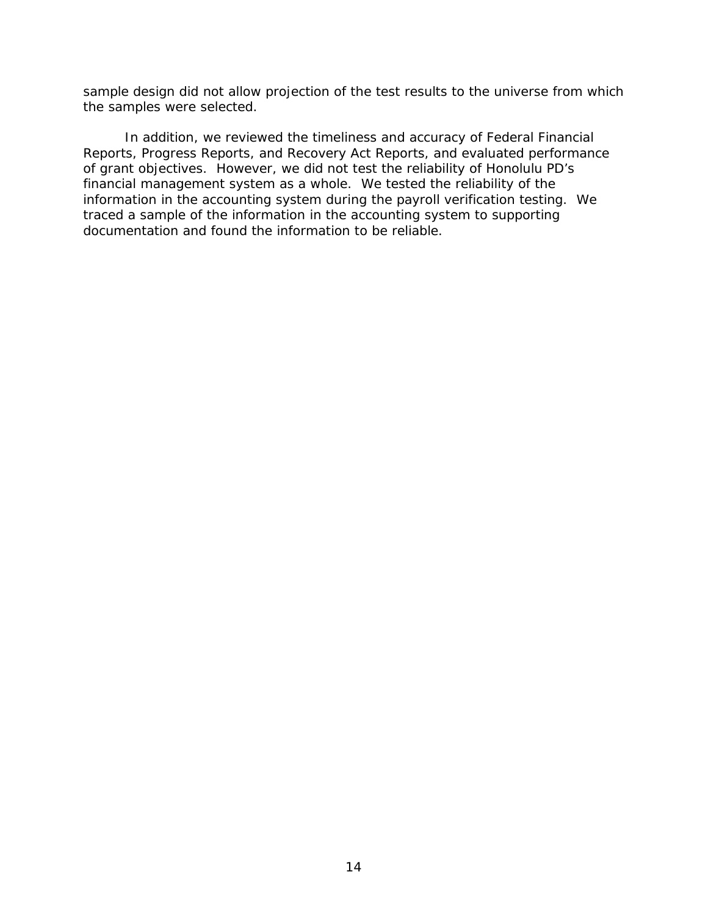sample design did not allow projection of the test results to the universe from which the samples were selected.

In addition, we reviewed the timeliness and accuracy of Federal Financial Reports, Progress Reports, and Recovery Act Reports, and evaluated performance of grant objectives. However, we did not test the reliability of Honolulu PD's financial management system as a whole. We tested the reliability of the information in the accounting system during the payroll verification testing. We traced a sample of the information in the accounting system to supporting documentation and found the information to be reliable.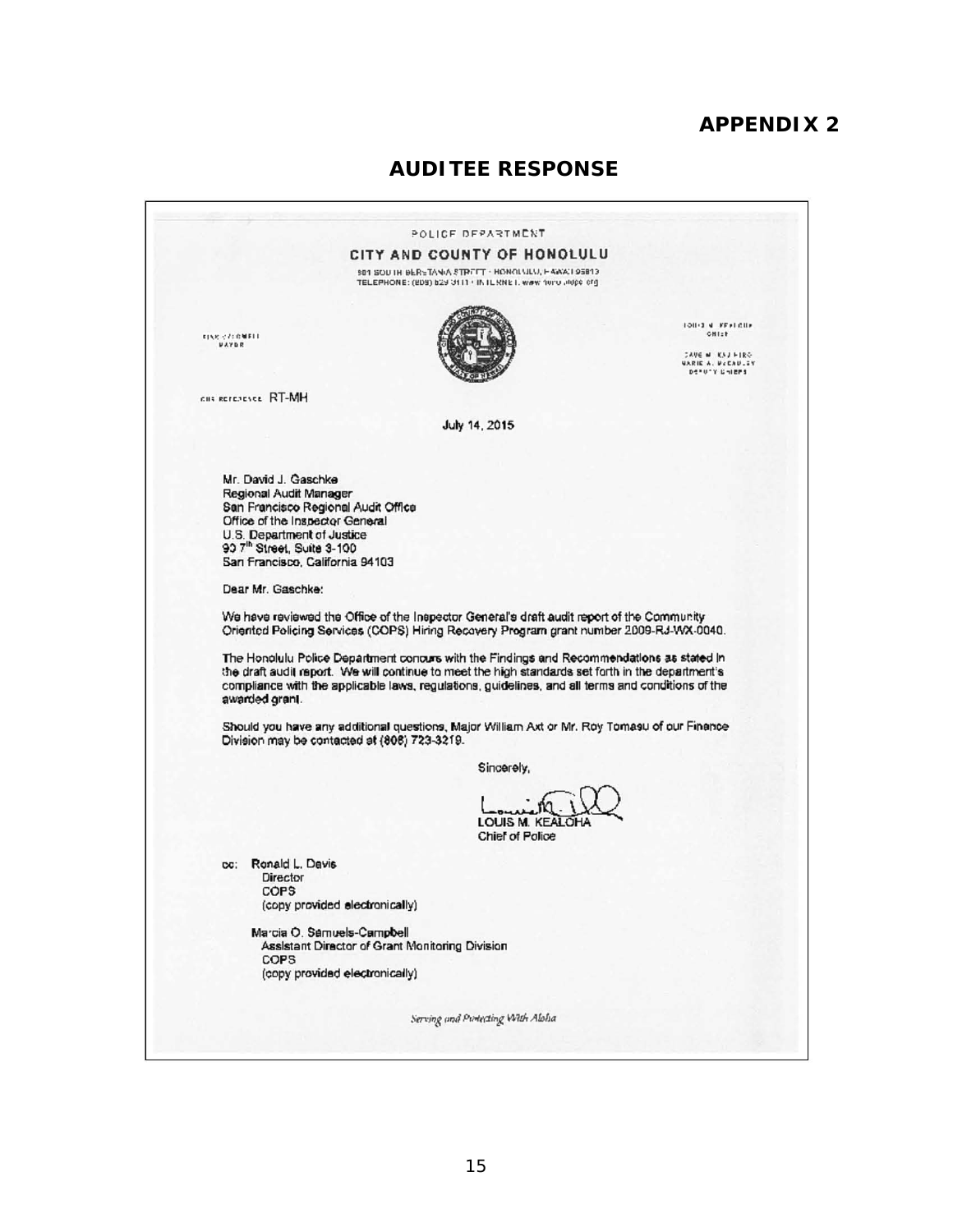## APPENDIX 2

## AUDITEE RESPONSE

POLICE DEPARTMENT

**CITY AND COUNTY OF HONOLULU**

801 SOUTH BERETANIA STREET · HONOLULU, HAWAII 96813
TELEPHONE: (808) 529-3111 · INTERNET: www.honolulupd.org

KIRK CALDWELL
MAYOR

LOUIS M. KEALOHA
CHIEF

DAVE M. KAJIHIRO
MARIE A. McCAULEY
DEPUTY CHIEFS

OUR REFERENCE RT-MH

July 14, 2015

Mr. David J. Gaschke
Regional Audit Manager
San Francisco Regional Audit Office
Office of the Inspector General
U.S. Department of Justice
90 7th Street, Suite 3-100
San Francisco, California 94103

Dear Mr. Gaschke:

We have reviewed the Office of the Inspector General's draft audit report of the Community Oriented Policing Services (COPS) Hiring Recovery Program grant number 2009-RJ-WX-0040.

The Honolulu Police Department concurs with the Findings and Recommendations as stated in the draft audit report. We will continue to meet the high standards set forth in the department's compliance with the applicable laws, regulations, guidelines, and all terms and conditions of the awarded grant.

Should you have any additional questions, Major William Axt or Mr. Roy Tomasu of our Finance Division may be contacted at (808) 723-3219.

Sincerely,

LOUIS M. KEALOHA
Chief of Police

cc: Ronald L. Davis
Director
COPS
(copy provided electronically)

Marcia O. Samuels-Campbell
Assistant Director of Grant Monitoring Division
COPS
(copy provided electronically)

*Serving and Protecting With Aloha*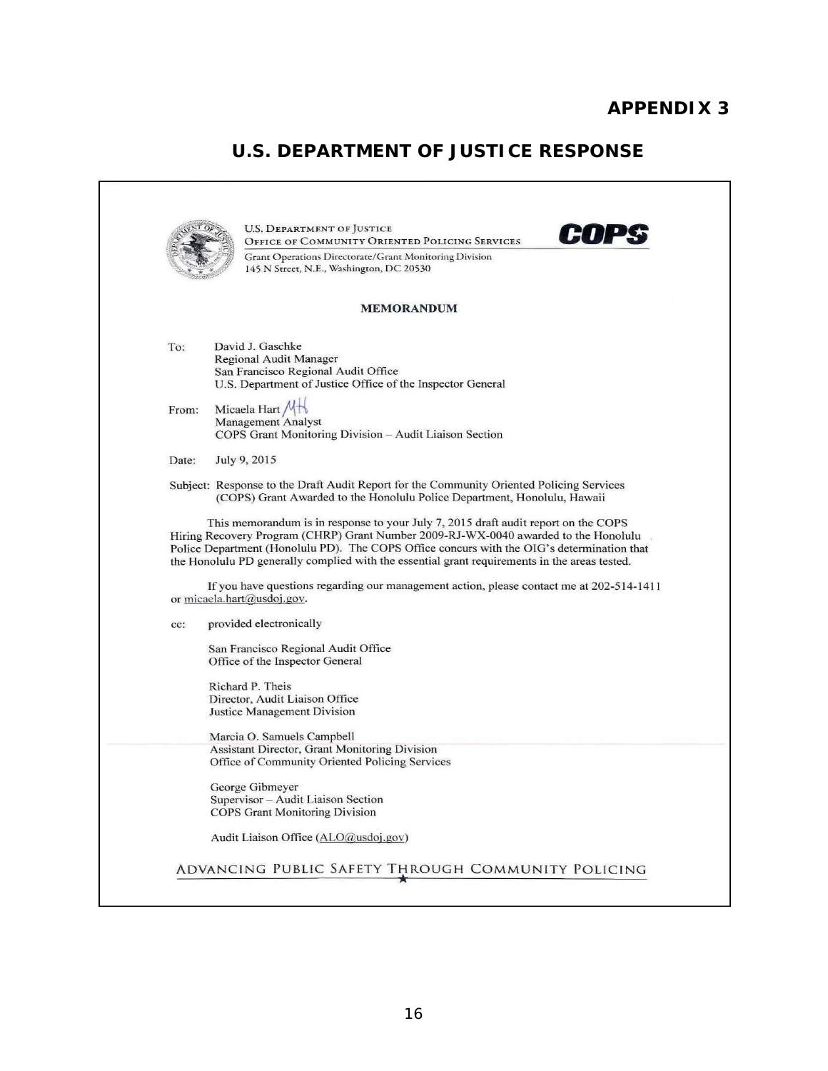# APPENDIX 3

## U.S. DEPARTMENT OF JUSTICE RESPONSE

U.S. DEPARTMENT OF JUSTICE
OFFICE OF COMMUNITY ORIENTED POLICING SERVICES
Grant Operations Directorate/Grant Monitoring Division
145 N Street, N.E., Washington, DC 20530

**COPS**

**MEMORANDUM**

To: David J. Gaschke
Regional Audit Manager
San Francisco Regional Audit Office
U.S. Department of Justice Office of the Inspector General

From: Micaela Hart MH
Management Analyst
COPS Grant Monitoring Division – Audit Liaison Section

Date: July 9, 2015

Subject: Response to the Draft Audit Report for the Community Oriented Policing Services (COPS) Grant Awarded to the Honolulu Police Department, Honolulu, Hawaii

This memorandum is in response to your July 7, 2015 draft audit report on the COPS Hiring Recovery Program (CHRP) Grant Number 2009-RJ-WX-0040 awarded to the Honolulu Police Department (Honolulu PD). The COPS Office concurs with the OIG's determination that the Honolulu PD generally complied with the essential grant requirements in the areas tested.

If you have questions regarding our management action, please contact me at 202-514-1411 or micaela.hart@usdoj.gov.

cc: provided electronically

San Francisco Regional Audit Office
Office of the Inspector General

Richard P. Theis
Director, Audit Liaison Office
Justice Management Division

Marcia O. Samuels Campbell
Assistant Director, Grant Monitoring Division
Office of Community Oriented Policing Services

George Gibmeyer
Supervisor – Audit Liaison Section
COPS Grant Monitoring Division

Audit Liaison Office (ALO@usdoj.gov)

ADVANCING PUBLIC SAFETY THROUGH COMMUNITY POLICING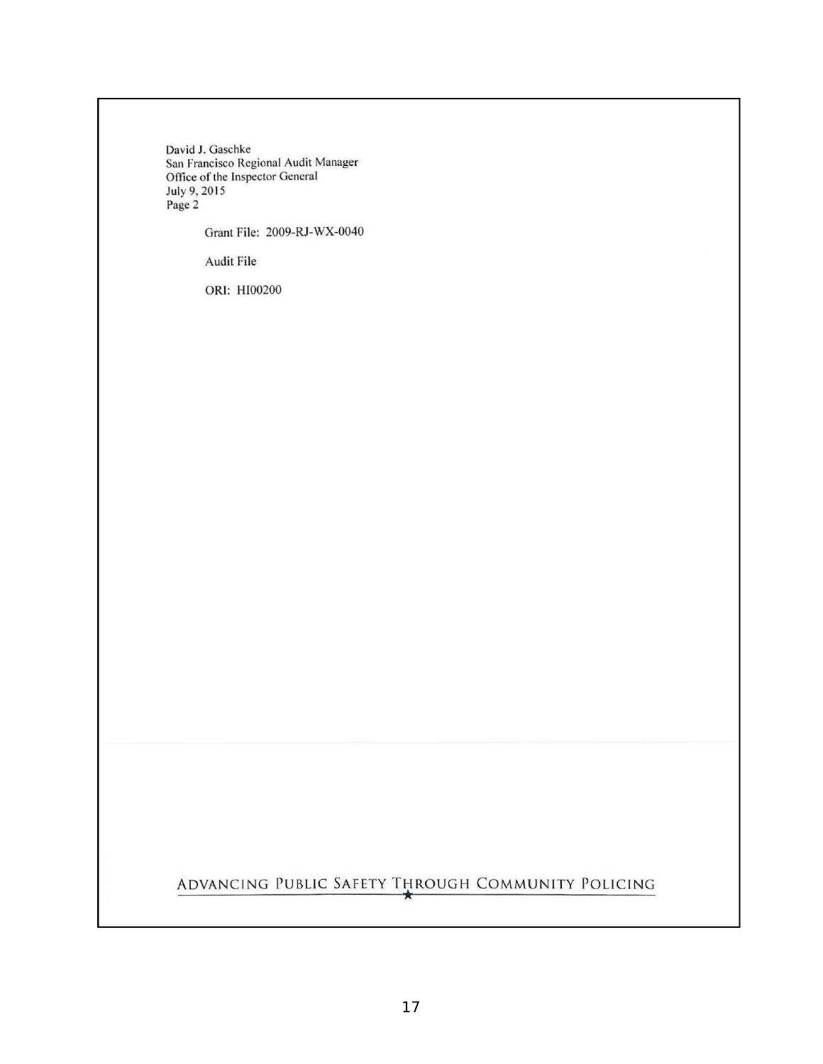David J. Gaschke
San Francisco Regional Audit Manager
Office of the Inspector General
July 9, 2015
Page 2

Grant File: 2009-RJ-WX-0040

Audit File

ORI: HI00200

ADVANCING PUBLIC SAFETY THROUGH COMMUNITY POLICING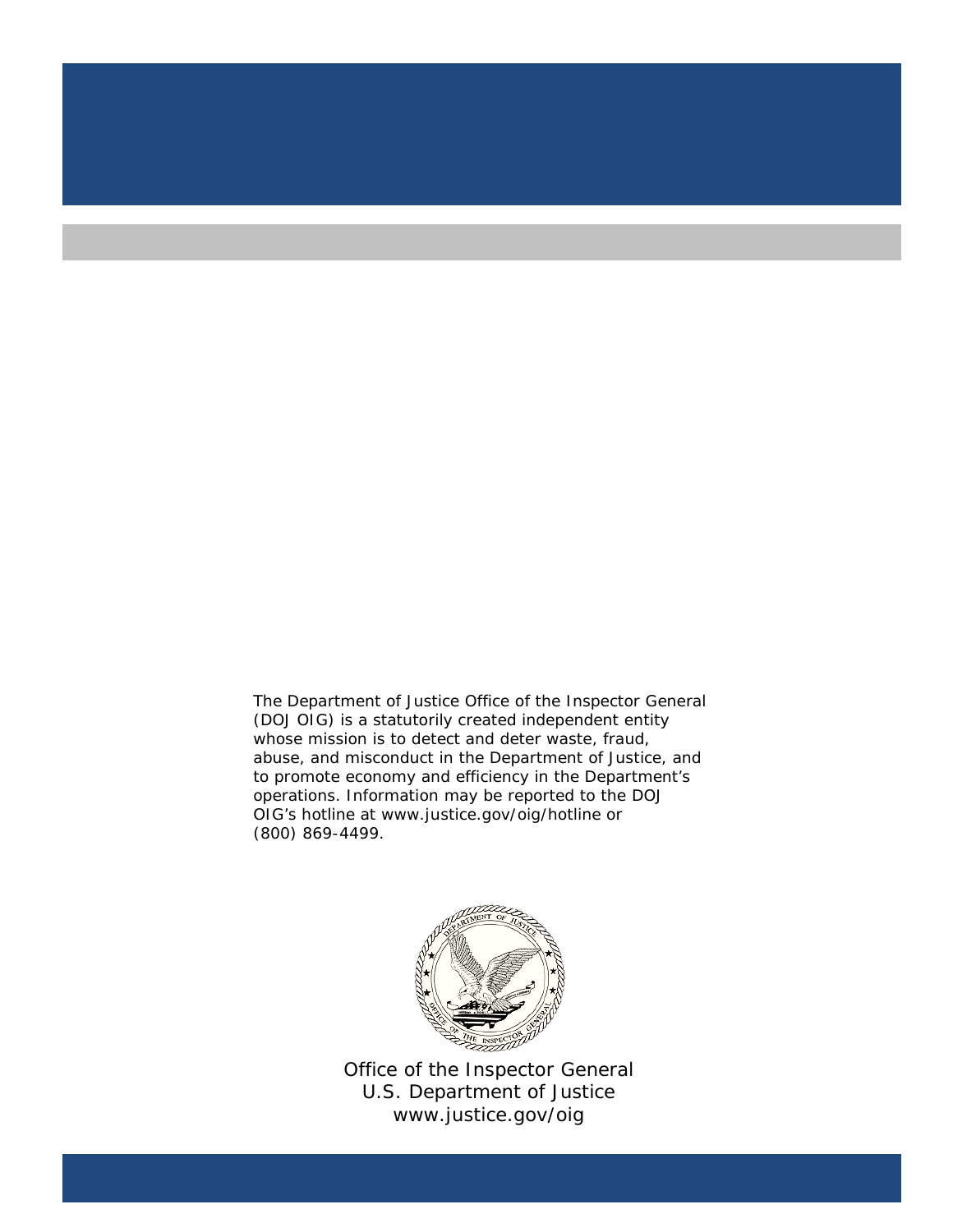The Department of Justice Office of the Inspector General (DOJ OIG) is a statutorily created independent entity whose mission is to detect and deter waste, fraud, abuse, and misconduct in the Department of Justice, and to promote economy and efficiency in the Department's operations. Information may be reported to the DOJ OIG's hotline at www.justice.gov/oig/hotline or (800) 869-4499.

Office of the Inspector General
U.S. Department of Justice
www.justice.gov/oig